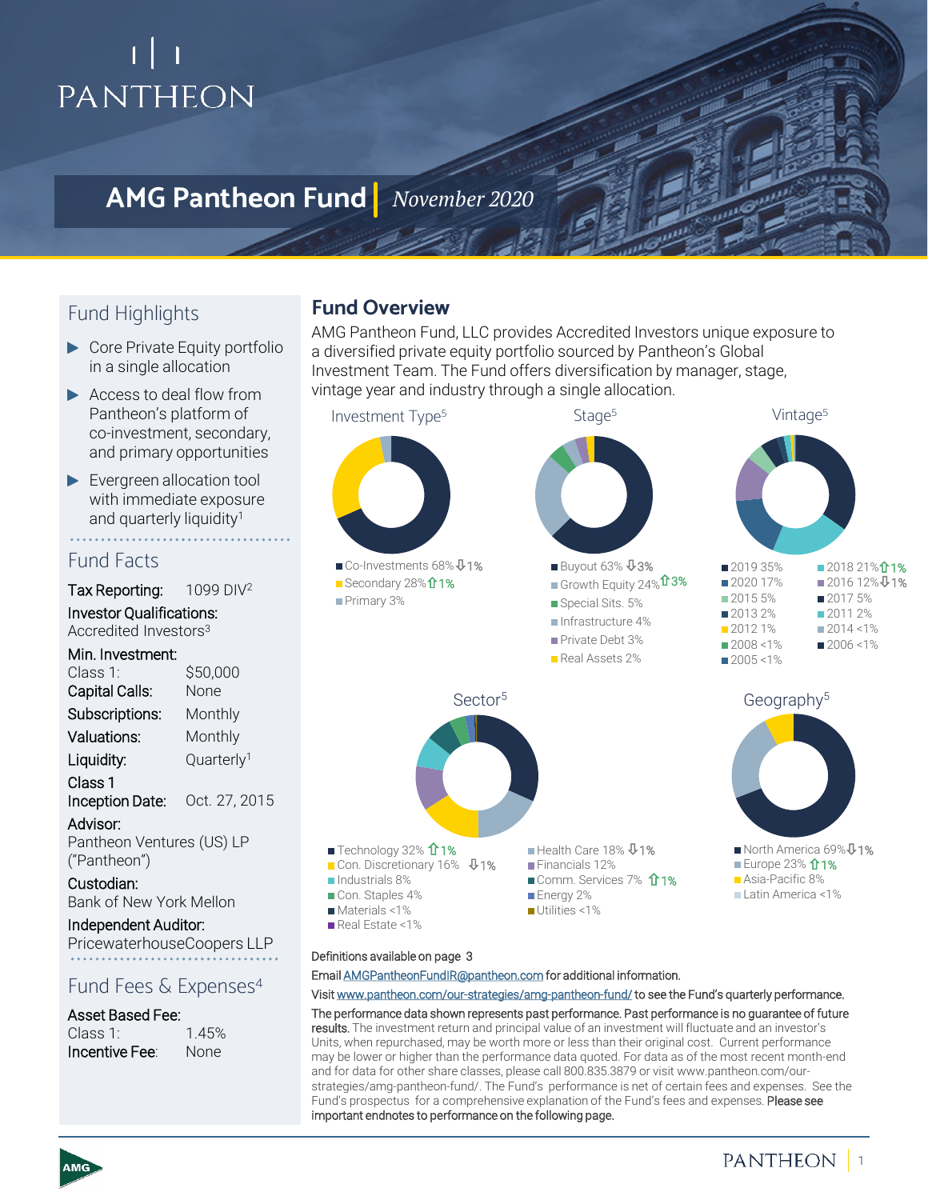# AMG Pantheon Fund | *November 2020*

## Fund Highlights

- Core Private Equity portfolio in a single allocation
- Access to deal flow from Pantheon's platform of co-investment, secondary, and primary opportunities
- Evergreen allocation tool with immediate exposure and quarterly liquidity[1]

## Fund Facts

**Tax Reporting:** 1099 DIV[2]

**Investor Qualifications:** Accredited Investors[3]

**Min. Investment:** Class 1: $50,000

**Capital Calls:** None

**Subscriptions:** Monthly

**Valuations:** Monthly

**Liquidity:** Quarterly[1]

**Class 1 Inception Date:** Oct. 27, 2015

**Advisor:** Pantheon Ventures (US) LP ("Pantheon")

**Custodian:** Bank of New York Mellon

**Independent Auditor:** PricewaterhouseCoopers LLP

## Fund Fees & Expenses[4]

**Asset Based Fee:** Class 1: 1.45%

**Incentive Fee:** None

## Fund Overview

AMG Pantheon Fund, LLC provides Accredited Investors unique exposure to a diversified private equity portfolio sourced by Pantheon's Global Investment Team. The Fund offers diversification by manager, stage, vintage year and industry through a single allocation.

### Investment Type[5]

- Co-Investments 68% ⇩1%
- Secondary 28% ⇧1%
- Primary 3%

### Stage[5]

- Buyout 63% ⇩3%
- Growth Equity 24% ⇧3%
- Special Sits. 5%
- Infrastructure 4%
- Private Debt 3%
- Real Assets 2%

### Vintage[5]

- 2019 35%
- 2020 17%
- 2015 5%
- 2013 2%
- 2012 1%
- 2008 <1%
- 2005 <1%
- 2018 21% ⇧1%
- 2016 12% ⇩1%
- 2017 5%
- 2011 2%
- 2014 <1%
- 2006 <1%

### Sector[5]

- Technology 32% ⇧1%
- Con. Discretionary 16% ⇩1%
- Industrials 8%
- Con. Staples 4%
- Materials <1%
- Real Estate <1%
- Health Care 18% ⇩1%
- Financials 12%
- Comm. Services 7% ⇧1%
- Energy 2%
- Utilities <1%

### Geography[5]

- North America 69% ⇩1%
- Europe 23% ⇧1%
- Asia-Pacific 8%
- Latin America <1%

Definitions available on page 3

Email AMGPantheonFundIR@pantheon.com for additional information.

Visit www.pantheon.com/our-strategies/amg-pantheon-fund/ to see the Fund's quarterly performance.

**The performance data shown represents past performance. Past performance is no guarantee of future results.** The investment return and principal value of an investment will fluctuate and an investor's Units, when repurchased, may be worth more or less than their original cost. Current performance may be lower or higher than the performance data quoted. For data as of the most recent month-end and for data for other share classes, please call 800.835.3879 or visit www.pantheon.com/our-strategies/amg-pantheon-fund/. The Fund's performance is net of certain fees and expenses. See the Fund's prospectus for a comprehensive explanation of the Fund's fees and expenses. **Please see important endnotes to performance on the following page.**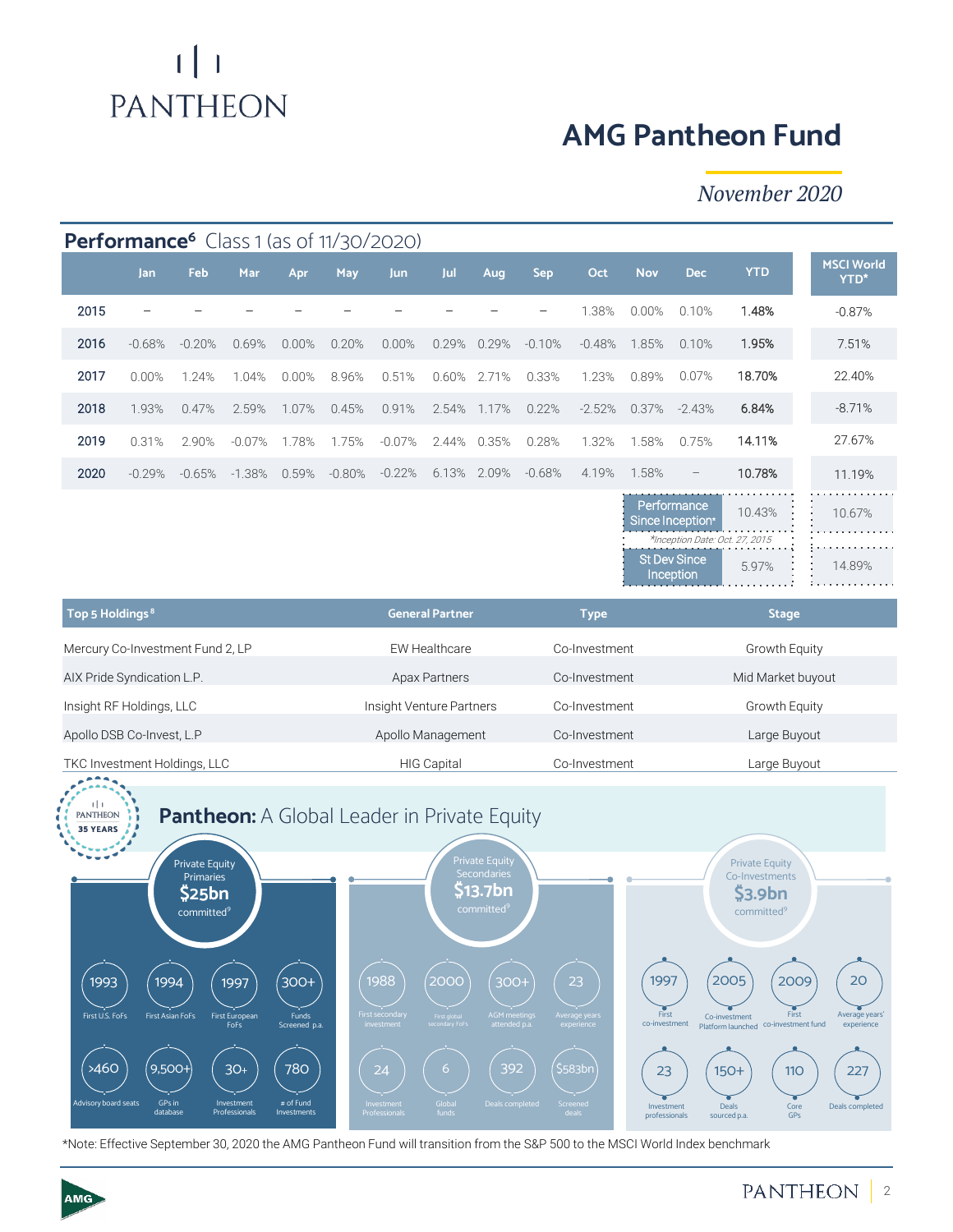# AMG Pantheon Fund

*November 2020*

## Performance[6] Class 1 (as of 11/30/2020)

| | Jan | Feb | Mar | Apr | May | Jun | Jul | Aug | Sep | Oct | Nov | Dec | YTD | MSCI World YTD* |
|---|---|---|---|---|---|---|---|---|---|---|---|---|---|---|
| 2015 | – | – | – | – | – | – | – | – | – | 1.38% | 0.00% | 0.10% | **1.48%** | -0.87% |
| 2016 | -0.68% | -0.20% | 0.69% | 0.00% | 0.20% | 0.00% | 0.29% | 0.29% | -0.10% | -0.48% | 1.85% | 0.10% | **1.95%** | 7.51% |
| 2017 | 0.00% | 1.24% | 1.04% | 0.00% | 8.96% | 0.51% | 0.60% | 2.71% | 0.33% | 1.23% | 0.89% | 0.07% | **18.70%** | 22.40% |
| 2018 | 1.93% | 0.47% | 2.59% | 1.07% | 0.45% | 0.91% | 2.54% | 1.17% | 0.22% | -2.52% | 0.37% | -2.43% | **6.84%** | -8.71% |
| 2019 | 0.31% | 2.90% | -0.07% | 1.78% | 1.75% | -0.07% | 2.44% | 0.35% | 0.28% | 1.32% | 1.58% | 0.75% | **14.11%** | 27.67% |
| 2020 | -0.29% | -0.65% | -1.38% | 0.59% | -0.80% | -0.22% | 6.13% | 2.09% | -0.68% | 4.19% | 1.58% | – | **10.78%** | 11.19% |

| | Fund | MSCI World |
|---|---|---|
| Performance Since Inception* | 10.43% | 10.67% |
| St Dev Since Inception | 5.97% | 14.89% |

*Inception Date: Oct. 27, 2015

| Top 5 Holdings[8] | General Partner | Type | Stage |
|---|---|---|---|
| Mercury Co-Investment Fund 2, LP | EW Healthcare | Co-Investment | Growth Equity |
| AIX Pride Syndication L.P. | Apax Partners | Co-Investment | Mid Market buyout |
| Insight RF Holdings, LLC | Insight Venture Partners | Co-Investment | Growth Equity |
| Apollo DSB Co-Invest, L.P | Apollo Management | Co-Investment | Large Buyout |
| TKC Investment Holdings, LLC | HIG Capital | Co-Investment | Large Buyout |

## Pantheon: A Global Leader in Private Equity

PANTHEON 35 YEARS

### Private Equity Primaries — $25bn committed[9]

- 1993 — First U.S. FoFs
- 1994 — First Asian FoFs
- 1997 — First European FoFs
- 300+ — Funds Screened p.a.
- >460 — Advisory board seats
- 9,500+ — GPs in database
- 30+ — Investment Professionals
- 780 — # of Fund Investments

### Private Equity Secondaries — $13.7bn committed[9]

- 1988 — First secondary investment
- 2000 — First global secondary FoFs
- 300+ — AGM meetings attended p.a.
- 23 — Average years experience
- 24 — Investment Professionals
- 6 — Global funds
- 392 — Deals completed
- $583bn — Screened deals

### Private Equity Co-Investments — $3.9bn committed[9]

- 1997 — First co-investment
- 2005 — Co-investment Platform launched
- 2009 — First co-investment fund
- 20 — Average years' experience
- 23 — Investment professionals
- 150+ — Deals sourced p.a.
- 110 — Core GPs
- 227 — Deals completed

*Note: Effective September 30, 2020 the AMG Pantheon Fund will transition from the S&P 500 to the MSCI World Index benchmark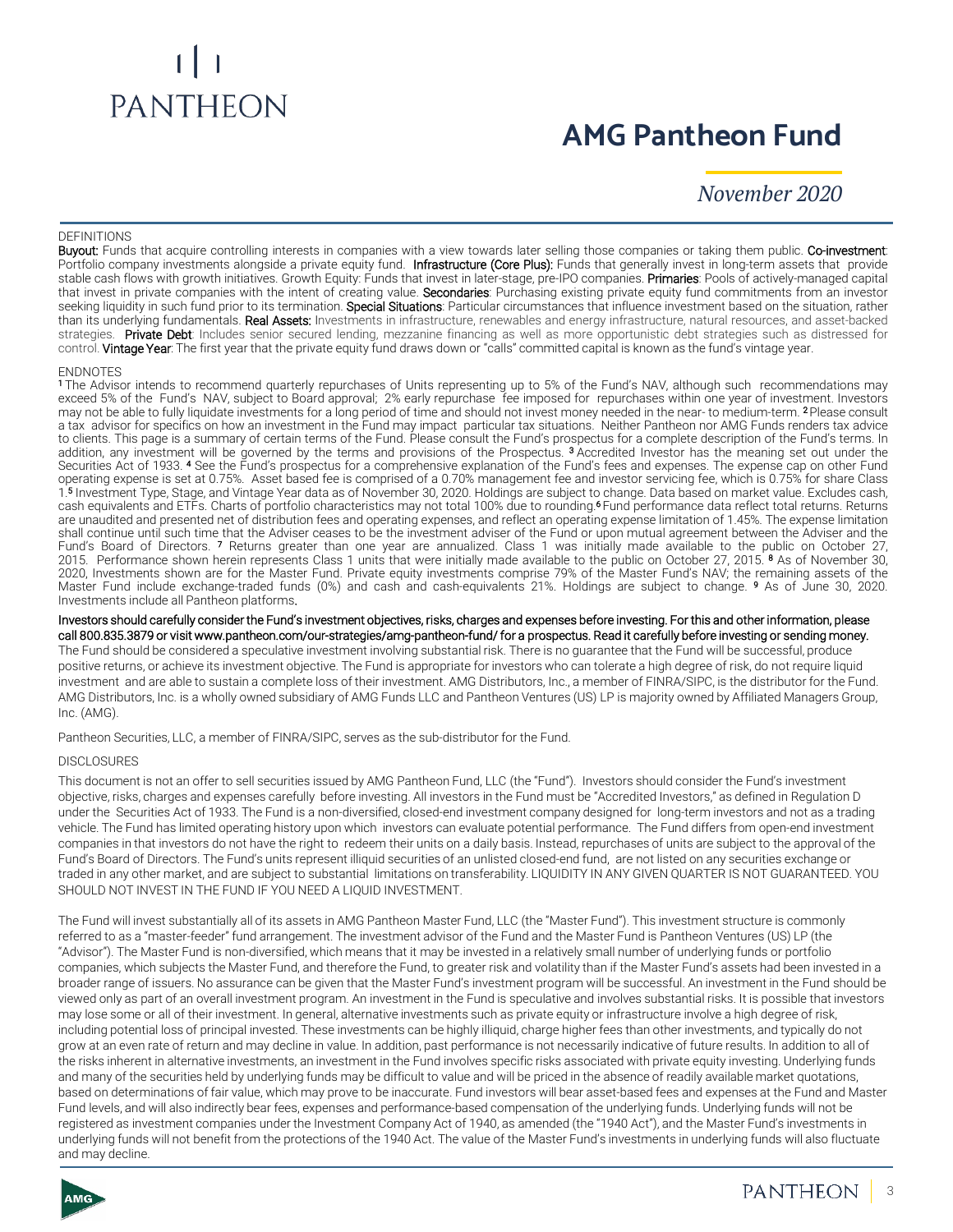# AMG Pantheon Fund

*November 2020*

DEFINITIONS

**Buyout:** Funds that acquire controlling interests in companies with a view towards later selling those companies or taking them public. **Co-investment**: Portfolio company investments alongside a private equity fund. **Infrastructure (Core Plus):** Funds that generally invest in long-term assets that provide stable cash flows with growth initiatives. Growth Equity: Funds that invest in later-stage, pre-IPO companies. **Primaries**: Pools of actively-managed capital that invest in private companies with the intent of creating value. **Secondaries**: Purchasing existing private equity fund commitments from an investor seeking liquidity in such fund prior to its termination. **Special Situations**: Particular circumstances that influence investment based on the situation, rather than its underlying fundamentals. **Real Assets:** Investments in infrastructure, renewables and energy infrastructure, natural resources, and asset-backed strategies. **Private Debt**: Includes senior secured lending, mezzanine financing as well as more opportunistic debt strategies such as distressed for control. **Vintage Year**: The first year that the private equity fund draws down or "calls" committed capital is known as the fund's vintage year.

ENDNOTES

[1] The Advisor intends to recommend quarterly repurchases of Units representing up to 5% of the Fund's NAV, although such recommendations may exceed 5% of the Fund's NAV, subject to Board approval; 2% early repurchase fee imposed for repurchases within one year of investment. Investors may not be able to fully liquidate investments for a long period of time and should not invest money needed in the near- to medium-term. [2] Please consult a tax advisor for specifics on how an investment in the Fund may impact particular tax situations. Neither Pantheon nor AMG Funds renders tax advice to clients. This page is a summary of certain terms of the Fund. Please consult the Fund's prospectus for a complete description of the Fund's terms. In addition, any investment will be governed by the terms and provisions of the Prospectus. [3] Accredited Investor has the meaning set out under the Securities Act of 1933. [4] See the Fund's prospectus for a comprehensive explanation of the Fund's fees and expenses. The expense cap on other Fund operating expense is set at 0.75%. Asset based fee is comprised of a 0.70% management fee and investor servicing fee, which is 0.75% for share Class 1. [5] Investment Type, Stage, and Vintage Year data as of November 30, 2020. Holdings are subject to change. Data based on market value. Excludes cash, cash equivalents and ETFs. Charts of portfolio characteristics may not total 100% due to rounding. [6] Fund performance data reflect total returns. Returns are unaudited and presented net of distribution fees and operating expenses, and reflect an operating expense limitation of 1.45%. The expense limitation shall continue until such time that the Adviser ceases to be the investment adviser of the Fund or upon mutual agreement between the Adviser and the Fund's Board of Directors. [7] Returns greater than one year are annualized. Class 1 was initially made available to the public on October 27, 2015. Performance shown herein represents Class 1 units that were initially made available to the public on October 27, 2015. [8] As of November 30, 2020, Investments shown are for the Master Fund. Private equity investments comprise 79% of the Master Fund's NAV; the remaining assets of the Master Fund include exchange-traded funds (0%) and cash and cash-equivalents 21%. Holdings are subject to change. [9] As of June 30, 2020. Investments include all Pantheon platforms.

**Investors should carefully consider the Fund's investment objectives, risks, charges and expenses before investing. For this and other information, please call 800.835.3879 or visit www.pantheon.com/our-strategies/amg-pantheon-fund/ for a prospectus. Read it carefully before investing or sending money.** The Fund should be considered a speculative investment involving substantial risk. There is no guarantee that the Fund will be successful, produce positive returns, or achieve its investment objective. The Fund is appropriate for investors who can tolerate a high degree of risk, do not require liquid investment and are able to sustain a complete loss of their investment. AMG Distributors, Inc., a member of FINRA/SIPC, is the distributor for the Fund. AMG Distributors, Inc. is a wholly owned subsidiary of AMG Funds LLC and Pantheon Ventures (US) LP is majority owned by Affiliated Managers Group, Inc. (AMG).

Pantheon Securities, LLC, a member of FINRA/SIPC, serves as the sub-distributor for the Fund.

DISCLOSURES

This document is not an offer to sell securities issued by AMG Pantheon Fund, LLC (the "Fund"). Investors should consider the Fund's investment objective, risks, charges and expenses carefully before investing. All investors in the Fund must be "Accredited Investors," as defined in Regulation D under the Securities Act of 1933. The Fund is a non-diversified, closed-end investment company designed for long-term investors and not as a trading vehicle. The Fund has limited operating history upon which investors can evaluate potential performance. The Fund differs from open-end investment companies in that investors do not have the right to redeem their units on a daily basis. Instead, repurchases of units are subject to the approval of the Fund's Board of Directors. The Fund's units represent illiquid securities of an unlisted closed-end fund, are not listed on any securities exchange or traded in any other market, and are subject to substantial limitations on transferability. LIQUIDITY IN ANY GIVEN QUARTER IS NOT GUARANTEED. YOU SHOULD NOT INVEST IN THE FUND IF YOU NEED A LIQUID INVESTMENT.

The Fund will invest substantially all of its assets in AMG Pantheon Master Fund, LLC (the "Master Fund"). This investment structure is commonly referred to as a "master-feeder" fund arrangement. The investment advisor of the Fund and the Master Fund is Pantheon Ventures (US) LP (the "Advisor"). The Master Fund is non-diversified, which means that it may be invested in a relatively small number of underlying funds or portfolio companies, which subjects the Master Fund, and therefore the Fund, to greater risk and volatility than if the Master Fund's assets had been invested in a broader range of issuers. No assurance can be given that the Master Fund's investment program will be successful. An investment in the Fund should be viewed only as part of an overall investment program. An investment in the Fund is speculative and involves substantial risks. It is possible that investors may lose some or all of their investment. In general, alternative investments such as private equity or infrastructure involve a high degree of risk, including potential loss of principal invested. These investments can be highly illiquid, charge higher fees than other investments, and typically do not grow at an even rate of return and may decline in value. In addition, past performance is not necessarily indicative of future results. In addition to all of the risks inherent in alternative investments, an investment in the Fund involves specific risks associated with private equity investing. Underlying funds and many of the securities held by underlying funds may be difficult to value and will be priced in the absence of readily available market quotations, based on determinations of fair value, which may prove to be inaccurate. Fund investors will bear asset-based fees and expenses at the Fund and Master Fund levels, and will also indirectly bear fees, expenses and performance-based compensation of the underlying funds. Underlying funds will not be registered as investment companies under the Investment Company Act of 1940, as amended (the "1940 Act"), and the Master Fund's investments in underlying funds will not benefit from the protections of the 1940 Act. The value of the Master Fund's investments in underlying funds will also fluctuate and may decline.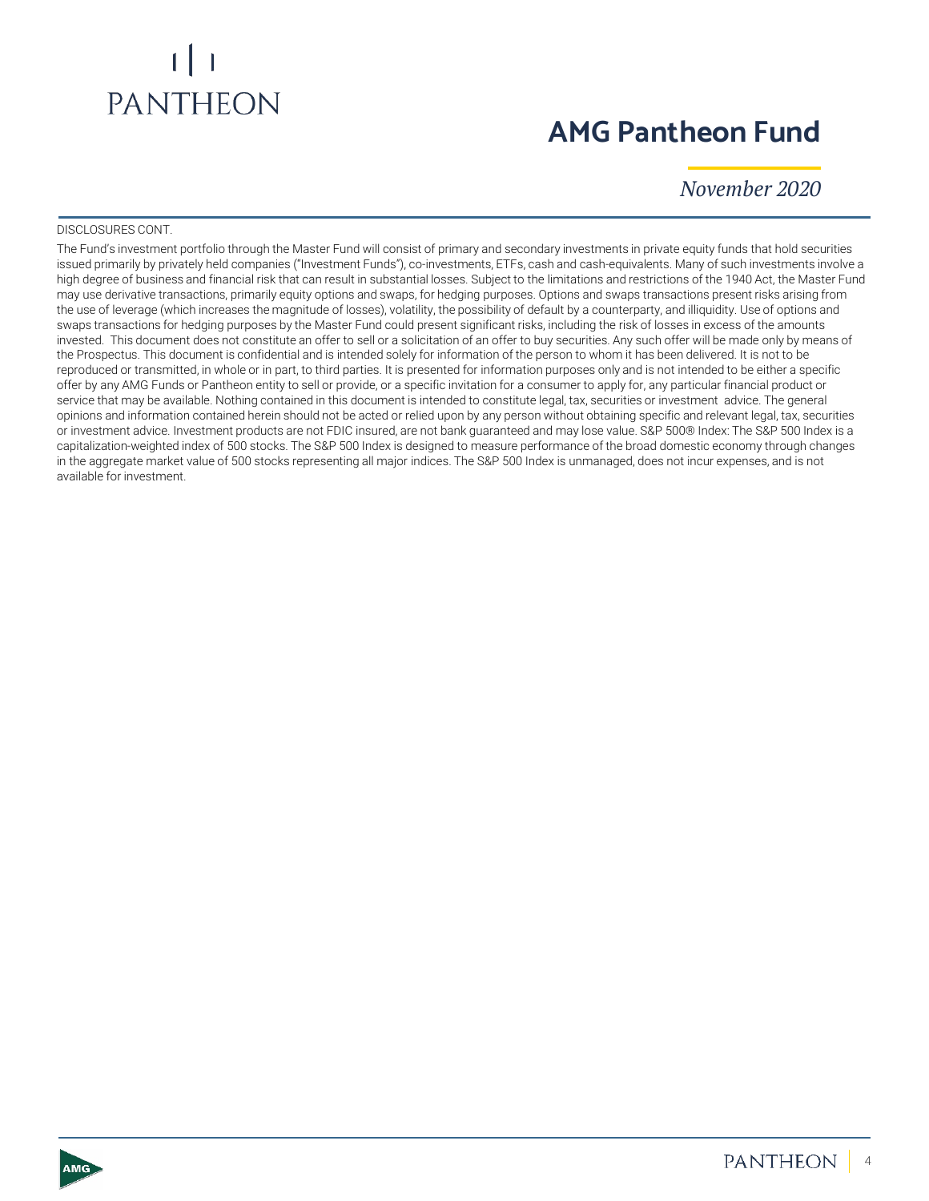DISCLOSURES CONT.

The Fund's investment portfolio through the Master Fund will consist of primary and secondary investments in private equity funds that hold securities issued primarily by privately held companies ("Investment Funds"), co-investments, ETFs, cash and cash-equivalents. Many of such investments involve a high degree of business and financial risk that can result in substantial losses. Subject to the limitations and restrictions of the 1940 Act, the Master Fund may use derivative transactions, primarily equity options and swaps, for hedging purposes. Options and swaps transactions present risks arising from the use of leverage (which increases the magnitude of losses), volatility, the possibility of default by a counterparty, and illiquidity. Use of options and swaps transactions for hedging purposes by the Master Fund could present significant risks, including the risk of losses in excess of the amounts invested. This document does not constitute an offer to sell or a solicitation of an offer to buy securities. Any such offer will be made only by means of the Prospectus. This document is confidential and is intended solely for information of the person to whom it has been delivered. It is not to be reproduced or transmitted, in whole or in part, to third parties. It is presented for information purposes only and is not intended to be either a specific offer by any AMG Funds or Pantheon entity to sell or provide, or a specific invitation for a consumer to apply for, any particular financial product or service that may be available. Nothing contained in this document is intended to constitute legal, tax, securities or investment advice. The general opinions and information contained herein should not be acted or relied upon by any person without obtaining specific and relevant legal, tax, securities or investment advice. Investment products are not FDIC insured, are not bank guaranteed and may lose value. S&P 500® Index: The S&P 500 Index is a capitalization-weighted index of 500 stocks. The S&P 500 Index is designed to measure performance of the broad domestic economy through changes in the aggregate market value of 500 stocks representing all major indices. The S&P 500 Index is unmanaged, does not incur expenses, and is not available for investment.